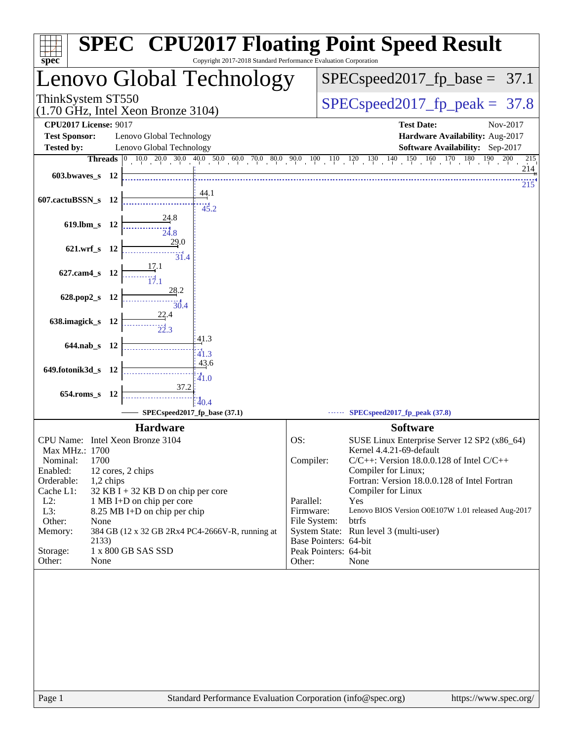# SPEC CPU2017 Floating Point Speed Result

Copyright 2017-2018 Standard Performance Evaluation Corporation

## Lenovo Global Technology

ThinkSystem ST550
(1.70 GHz, Intel Xeon Bronze 3104)

SPECspeed2017_fp_base = 37.1

SPECspeed2017_fp_peak = 37.8

| | | | |
|---|---|---|---|
| **CPU2017 License:** | 9017 | **Test Date:** | Nov-2017 |
| **Test Sponsor:** | Lenovo Global Technology | **Hardware Availability:** | Aug-2017 |
| **Tested by:** | Lenovo Global Technology | **Software Availability:** | Sep-2017 |

| Benchmark | Threads | Base | Peak |
|---|---|---|---|
| 603.bwaves_s | 12 | 214 | 215 |
| 607.cactuBSSN_s | 12 | 44.1 | 45.2 |
| 619.lbm_s | 12 | 24.8 | 24.8 |
| 621.wrf_s | 12 | 29.0 | 31.4 |
| 627.cam4_s | 12 | 17.1 | 17.1 |
| 628.pop2_s | 12 | 28.2 | 30.4 |
| 638.imagick_s | 12 | 22.4 | 22.3 |
| 644.nab_s | 12 | 41.3 | 41.3 |
| 649.fotonik3d_s | 12 | 43.6 | 41.0 |
| 654.roms_s | 12 | 37.2 | 40.4 |

SPECspeed2017_fp_base (37.1) — SPECspeed2017_fp_peak (37.8)

### Hardware

| | |
|---|---|
| CPU Name: | Intel Xeon Bronze 3104 |
| Max MHz.: | 1700 |
| Nominal: | 1700 |
| Enabled: | 12 cores, 2 chips |
| Orderable: | 1,2 chips |
| Cache L1: | 32 KB I + 32 KB D on chip per core |
| L2: | 1 MB I+D on chip per core |
| L3: | 8.25 MB I+D on chip per chip |
| Other: | None |
| Memory: | 384 GB (12 x 32 GB 2Rx4 PC4-2666V-R, running at 2133) |
| Storage: | 1 x 800 GB SAS SSD |
| Other: | None |

### Software

| | |
|---|---|
| OS: | SUSE Linux Enterprise Server 12 SP2 (x86_64) Kernel 4.4.21-69-default |
| Compiler: | C/C++: Version 18.0.0.128 of Intel C/C++ Compiler for Linux; Fortran: Version 18.0.0.128 of Intel Fortran Compiler for Linux |
| Parallel: | Yes |
| Firmware: | Lenovo BIOS Version O0E107W 1.01 released Aug-2017 |
| File System: | btrfs |
| System State: | Run level 3 (multi-user) |
| Base Pointers: | 64-bit |
| Peak Pointers: | 64-bit |
| Other: | None |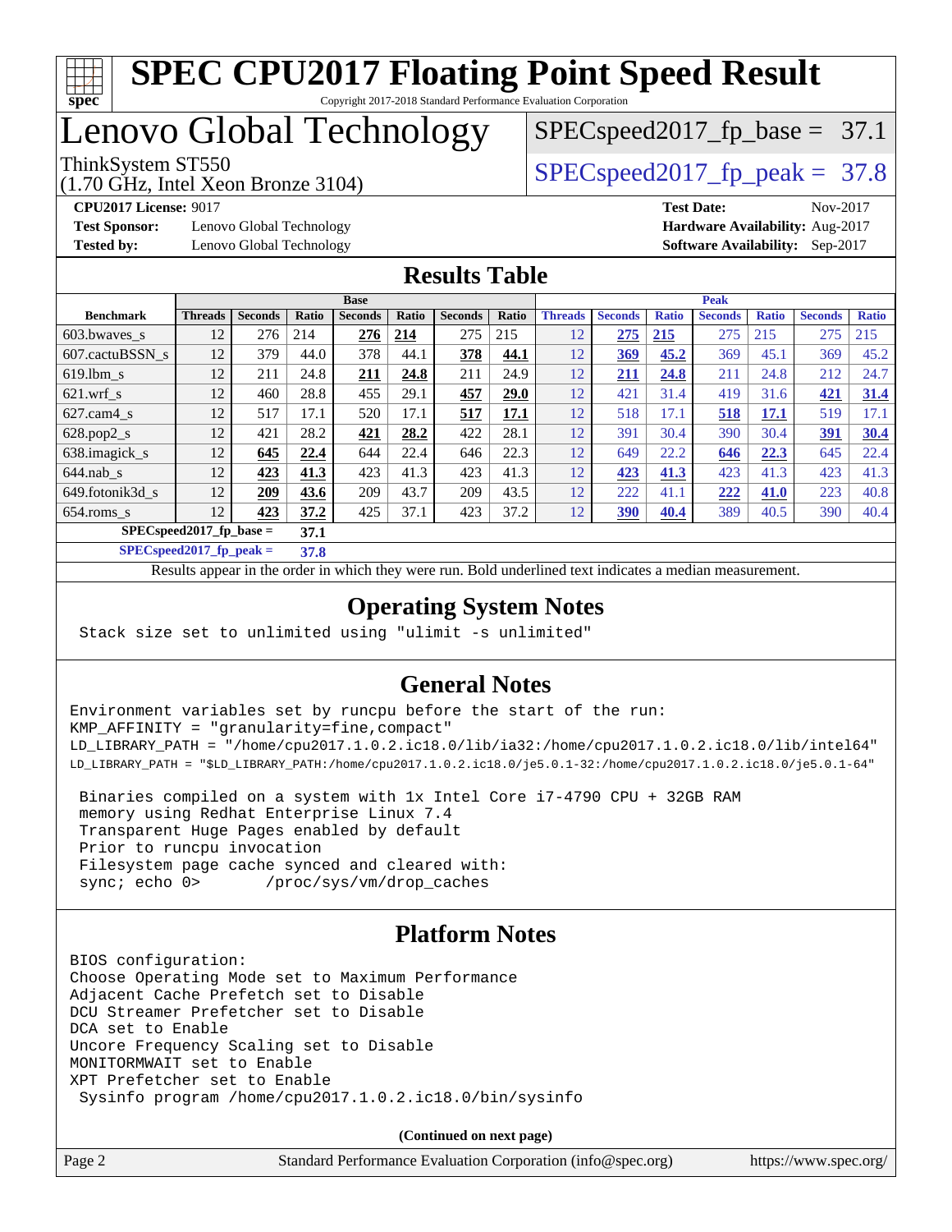# SPEC CPU2017 Floating Point Speed Result

Copyright 2017-2018 Standard Performance Evaluation Corporation

# Lenovo Global Technology

ThinkSystem ST550
(1.70 GHz, Intel Xeon Bronze 3104)

SPECspeed2017_fp_base = 37.1

SPECspeed2017_fp_peak = 37.8

**CPU2017 License:** 9017
**Test Sponsor:** Lenovo Global Technology
**Tested by:** Lenovo Global Technology

**Test Date:** Nov-2017
**Hardware Availability:** Aug-2017
**Software Availability:** Sep-2017

## Results Table

| Benchmark | Base | | | | | | | Peak | | | | | | |
|---|---|---|---|---|---|---|---|---|---|---|---|---|---|---|
| | Threads | Seconds | Ratio | Seconds | Ratio | Seconds | Ratio | Threads | Seconds | Ratio | Seconds | Ratio | Seconds | Ratio |
| 603.bwaves_s | 12 | 276 | 214 | **276** | **214** | 275 | 215 | 12 | **275** | **215** | 275 | 215 | 275 | 215 |
| 607.cactuBSSN_s | 12 | 379 | 44.0 | 378 | 44.1 | **378** | **44.1** | 12 | **369** | **45.2** | 369 | 45.1 | 369 | 45.2 |
| 619.lbm_s | 12 | 211 | 24.8 | **211** | **24.8** | 211 | 24.9 | 12 | **211** | **24.8** | 211 | 24.8 | 212 | 24.7 |
| 621.wrf_s | 12 | 460 | 28.8 | 455 | 29.1 | **457** | **29.0** | 12 | 421 | 31.4 | 419 | 31.6 | **421** | **31.4** |
| 627.cam4_s | 12 | 517 | 17.1 | 520 | 17.1 | **517** | **17.1** | 12 | 518 | 17.1 | **518** | **17.1** | 519 | 17.1 |
| 628.pop2_s | 12 | 421 | 28.2 | **421** | **28.2** | 422 | 28.1 | 12 | 391 | 30.4 | 390 | 30.4 | **391** | **30.4** |
| 638.imagick_s | 12 | **645** | **22.4** | 644 | 22.4 | 646 | 22.3 | 12 | 649 | 22.2 | **646** | **22.3** | 645 | 22.4 |
| 644.nab_s | 12 | **423** | **41.3** | 423 | 41.3 | 423 | 41.3 | 12 | **423** | **41.3** | 423 | 41.3 | 423 | 41.3 |
| 649.fotonik3d_s | 12 | **209** | **43.6** | 209 | 43.7 | 209 | 43.5 | 12 | 222 | 41.1 | **222** | **41.0** | 223 | 40.8 |
| 654.roms_s | 12 | **423** | **37.2** | 425 | 37.1 | 423 | 37.2 | 12 | **390** | **40.4** | 389 | 40.5 | 390 | 40.4 |

**SPECspeed2017_fp_base = 37.1**

**SPECspeed2017_fp_peak = 37.8**

Results appear in the order in which they were run. Bold underlined text indicates a median measurement.

## Operating System Notes

```
Stack size set to unlimited using "ulimit -s unlimited"
```

## General Notes

```
Environment variables set by runcpu before the start of the run:
KMP_AFFINITY = "granularity=fine,compact"
LD_LIBRARY_PATH = "/home/cpu2017.1.0.2.ic18.0/lib/ia32:/home/cpu2017.1.0.2.ic18.0/lib/intel64"
LD_LIBRARY_PATH = "$LD_LIBRARY_PATH:/home/cpu2017.1.0.2.ic18.0/je5.0.1-32:/home/cpu2017.1.0.2.ic18.0/je5.0.1-64"

 Binaries compiled on a system with 1x Intel Core i7-4790 CPU + 32GB RAM
 memory using Redhat Enterprise Linux 7.4
 Transparent Huge Pages enabled by default
 Prior to runcpu invocation
 Filesystem page cache synced and cleared with:
 sync; echo 0>       /proc/sys/vm/drop_caches
```

## Platform Notes

```
BIOS configuration:
Choose Operating Mode set to Maximum Performance
Adjacent Cache Prefetch set to Disable
DCU Streamer Prefetcher set to Disable
DCA set to Enable
Uncore Frequency Scaling set to Disable
MONITORMWAIT set to Enable
XPT Prefetcher set to Enable
 Sysinfo program /home/cpu2017.1.0.2.ic18.0/bin/sysinfo
```

**(Continued on next page)**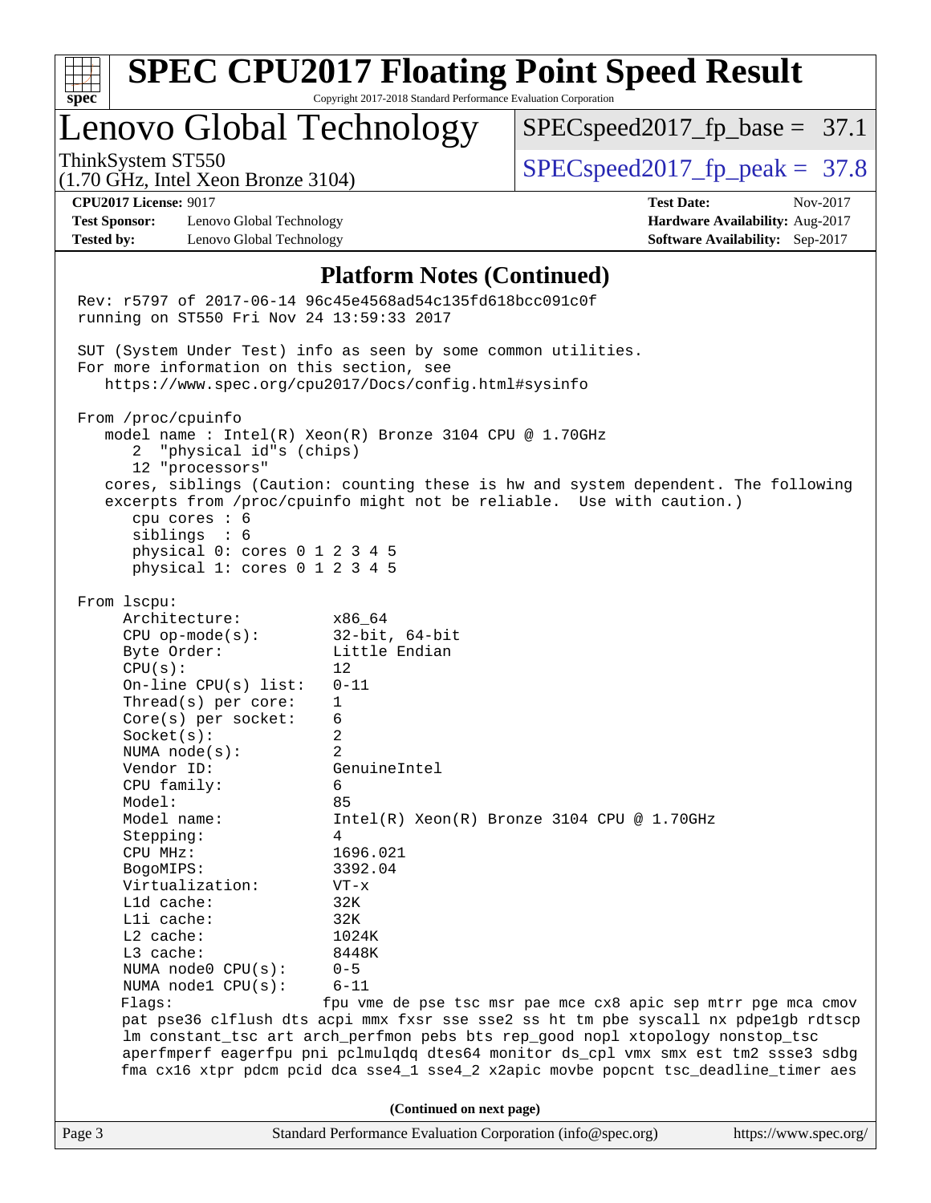## Platform Notes (Continued)

```
Rev: r5797 of 2017-06-14 96c45e4568ad54c135fd618bcc091c0f
running on ST550 Fri Nov 24 13:59:33 2017

SUT (System Under Test) info as seen by some common utilities.
For more information on this section, see
   https://www.spec.org/cpu2017/Docs/config.html#sysinfo

From /proc/cpuinfo
   model name : Intel(R) Xeon(R) Bronze 3104 CPU @ 1.70GHz
      2  "physical id"s (chips)
      12 "processors"
   cores, siblings (Caution: counting these is hw and system dependent. The following
   excerpts from /proc/cpuinfo might not be reliable.  Use with caution.)
      cpu cores : 6
      siblings  : 6
      physical 0: cores 0 1 2 3 4 5
      physical 1: cores 0 1 2 3 4 5

From lscpu:
     Architecture:          x86_64
     CPU op-mode(s):        32-bit, 64-bit
     Byte Order:            Little Endian
     CPU(s):                12
     On-line CPU(s) list:   0-11
     Thread(s) per core:    1
     Core(s) per socket:    6
     Socket(s):             2
     NUMA node(s):          2
     Vendor ID:             GenuineIntel
     CPU family:            6
     Model:                 85
     Model name:            Intel(R) Xeon(R) Bronze 3104 CPU @ 1.70GHz
     Stepping:              4
     CPU MHz:               1696.021
     BogoMIPS:              3392.04
     Virtualization:        VT-x
     L1d cache:             32K
     L1i cache:             32K
     L2 cache:              1024K
     L3 cache:              8448K
     NUMA node0 CPU(s):     0-5
     NUMA node1 CPU(s):     6-11
     Flags:                fpu vme de pse tsc msr pae mce cx8 apic sep mtrr pge mca cmov
     pat pse36 clflush dts acpi mmx fxsr sse sse2 ss ht tm pbe syscall nx pdpe1gb rdtscp
     lm constant_tsc art arch_perfmon pebs bts rep_good nopl xtopology nonstop_tsc
     aperfmperf eagerfpu pni pclmulqdq dtes64 monitor ds_cpl vmx smx est tm2 ssse3 sdbg
     fma cx16 xtpr pdcm pcid dca sse4_1 sse4_2 x2apic movbe popcnt tsc_deadline_timer aes
```

(Continued on next page)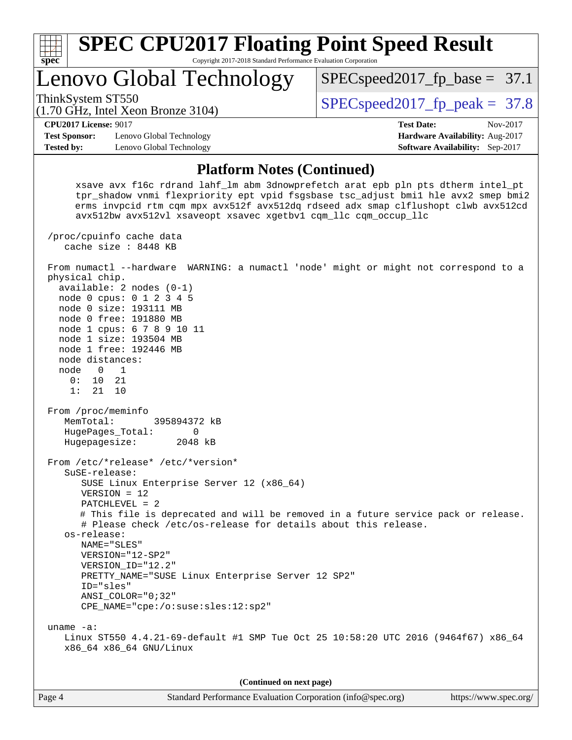## Platform Notes (Continued)

```
     xsave avx f16c rdrand lahf_lm abm 3dnowprefetch arat epb pln pts dtherm intel_pt
     tpr_shadow vnmi flexpriority ept vpid fsgsbase tsc_adjust bmi1 hle avx2 smep bmi2
     erms invpcid rtm cqm mpx avx512f avx512dq rdseed adx smap clflushopt clwb avx512cd
     avx512bw avx512vl xsaveopt xsavec xgetbv1 cqm_llc cqm_occup_llc

 /proc/cpuinfo cache data
    cache size : 8448 KB

 From numactl --hardware  WARNING: a numactl 'node' might or might not correspond to a
 physical chip.
   available: 2 nodes (0-1)
   node 0 cpus: 0 1 2 3 4 5
   node 0 size: 193111 MB
   node 0 free: 191880 MB
   node 1 cpus: 6 7 8 9 10 11
   node 1 size: 193504 MB
   node 1 free: 192446 MB
   node distances:
   node   0   1
     0:  10  21
     1:  21  10

 From /proc/meminfo
    MemTotal:       395894372 kB
    HugePages_Total:       0
    Hugepagesize:       2048 kB

 From /etc/*release* /etc/*version*
    SuSE-release:
       SUSE Linux Enterprise Server 12 (x86_64)
       VERSION = 12
       PATCHLEVEL = 2
       # This file is deprecated and will be removed in a future service pack or release.
       # Please check /etc/os-release for details about this release.
    os-release:
       NAME="SLES"
       VERSION="12-SP2"
       VERSION_ID="12.2"
       PRETTY_NAME="SUSE Linux Enterprise Server 12 SP2"
       ID="sles"
       ANSI_COLOR="0;32"
       CPE_NAME="cpe:/o:suse:sles:12:sp2"

 uname -a:
    Linux ST550 4.4.21-69-default #1 SMP Tue Oct 25 10:58:20 UTC 2016 (9464f67) x86_64
    x86_64 x86_64 GNU/Linux
```

(Continued on next page)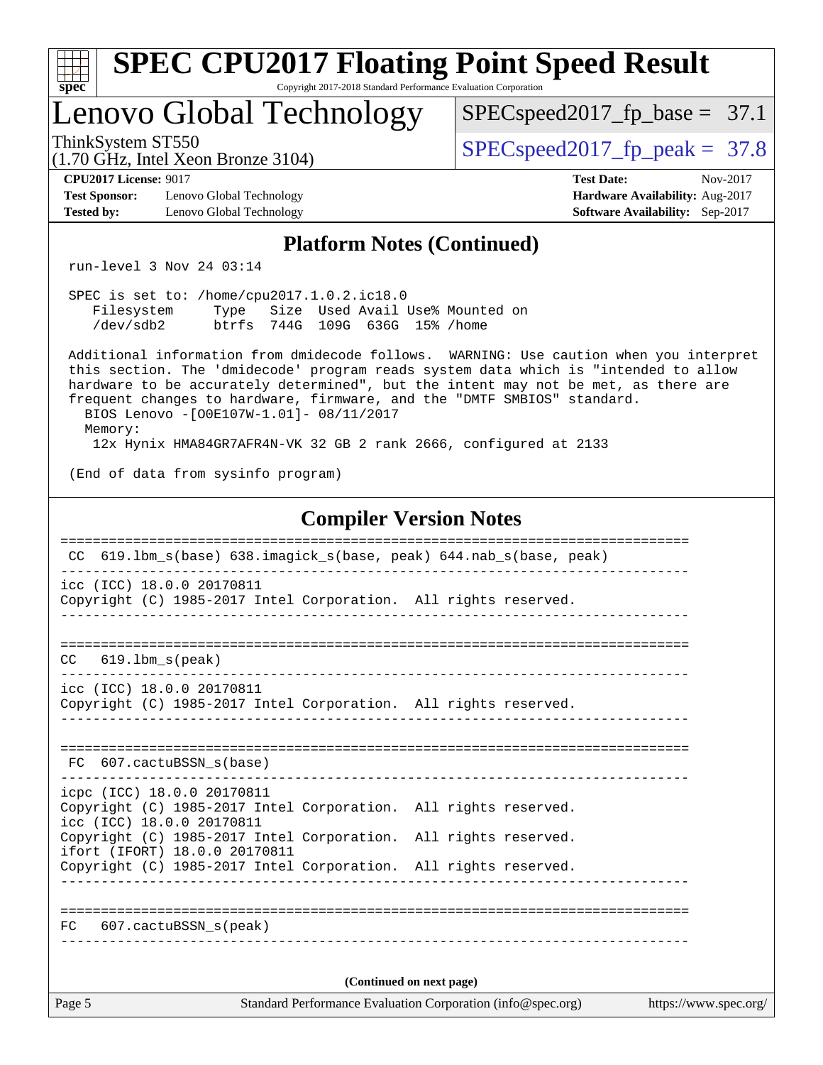## Platform Notes (Continued)

```
run-level 3 Nov 24 03:14

SPEC is set to: /home/cpu2017.1.0.2.ic18.0
   Filesystem     Type   Size  Used Avail Use% Mounted on
   /dev/sdb2      btrfs  744G  109G  636G  15% /home

Additional information from dmidecode follows.  WARNING: Use caution when you interpret
this section. The 'dmidecode' program reads system data which is "intended to allow
hardware to be accurately determined", but the intent may not be met, as there are
frequent changes to hardware, firmware, and the "DMTF SMBIOS" standard.
  BIOS Lenovo -[O0E107W-1.01]- 08/11/2017
  Memory:
    12x Hynix HMA84GR7AFR4N-VK 32 GB 2 rank 2666, configured at 2133

(End of data from sysinfo program)
```

## Compiler Version Notes

```
==============================================================================
 CC  619.lbm_s(base) 638.imagick_s(base, peak) 644.nab_s(base, peak)
------------------------------------------------------------------------------
icc (ICC) 18.0.0 20170811
Copyright (C) 1985-2017 Intel Corporation.  All rights reserved.
------------------------------------------------------------------------------

==============================================================================
CC   619.lbm_s(peak)
------------------------------------------------------------------------------
icc (ICC) 18.0.0 20170811
Copyright (C) 1985-2017 Intel Corporation.  All rights reserved.
------------------------------------------------------------------------------

==============================================================================
FC   607.cactuBSSN_s(base)
------------------------------------------------------------------------------
icpc (ICC) 18.0.0 20170811
Copyright (C) 1985-2017 Intel Corporation.  All rights reserved.
icc (ICC) 18.0.0 20170811
Copyright (C) 1985-2017 Intel Corporation.  All rights reserved.
ifort (IFORT) 18.0.0 20170811
Copyright (C) 1985-2017 Intel Corporation.  All rights reserved.
------------------------------------------------------------------------------

==============================================================================
FC   607.cactuBSSN_s(peak)
------------------------------------------------------------------------------
```

(Continued on next page)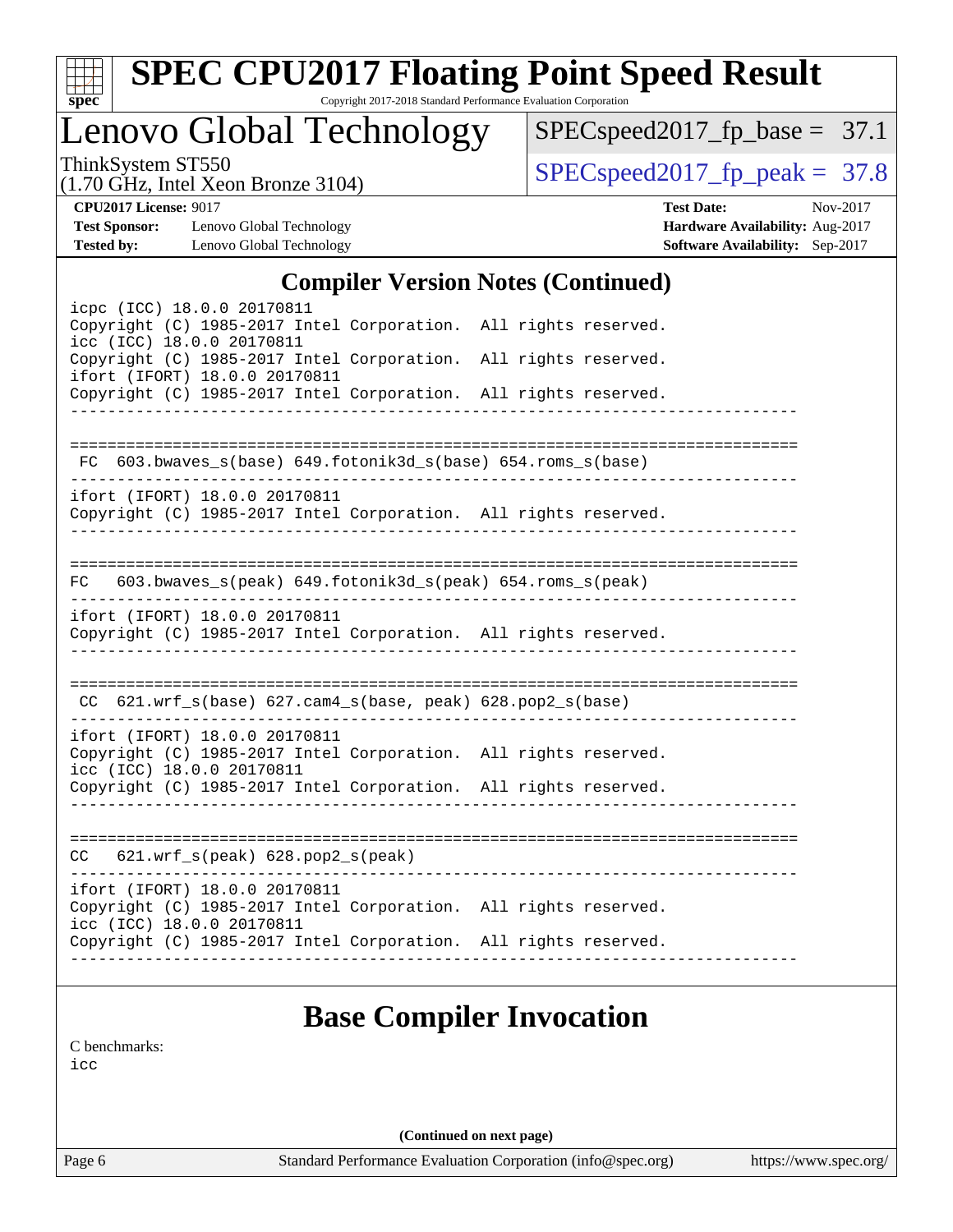## Compiler Version Notes (Continued)

```
icpc (ICC) 18.0.0 20170811
Copyright (C) 1985-2017 Intel Corporation.  All rights reserved.
icc (ICC) 18.0.0 20170811
Copyright (C) 1985-2017 Intel Corporation.  All rights reserved.
ifort (IFORT) 18.0.0 20170811
Copyright (C) 1985-2017 Intel Corporation.  All rights reserved.
------------------------------------------------------------------------------

==============================================================================
 FC  603.bwaves_s(base) 649.fotonik3d_s(base) 654.roms_s(base)
------------------------------------------------------------------------------
ifort (IFORT) 18.0.0 20170811
Copyright (C) 1985-2017 Intel Corporation.  All rights reserved.
------------------------------------------------------------------------------

==============================================================================
FC   603.bwaves_s(peak) 649.fotonik3d_s(peak) 654.roms_s(peak)
------------------------------------------------------------------------------
ifort (IFORT) 18.0.0 20170811
Copyright (C) 1985-2017 Intel Corporation.  All rights reserved.
------------------------------------------------------------------------------

==============================================================================
 CC  621.wrf_s(base) 627.cam4_s(base, peak) 628.pop2_s(base)
------------------------------------------------------------------------------
ifort (IFORT) 18.0.0 20170811
Copyright (C) 1985-2017 Intel Corporation.  All rights reserved.
icc (ICC) 18.0.0 20170811
Copyright (C) 1985-2017 Intel Corporation.  All rights reserved.
------------------------------------------------------------------------------

==============================================================================
CC   621.wrf_s(peak) 628.pop2_s(peak)
------------------------------------------------------------------------------
ifort (IFORT) 18.0.0 20170811
Copyright (C) 1985-2017 Intel Corporation.  All rights reserved.
icc (ICC) 18.0.0 20170811
Copyright (C) 1985-2017 Intel Corporation.  All rights reserved.
------------------------------------------------------------------------------
```

## Base Compiler Invocation

C benchmarks:
icc

**(Continued on next page)**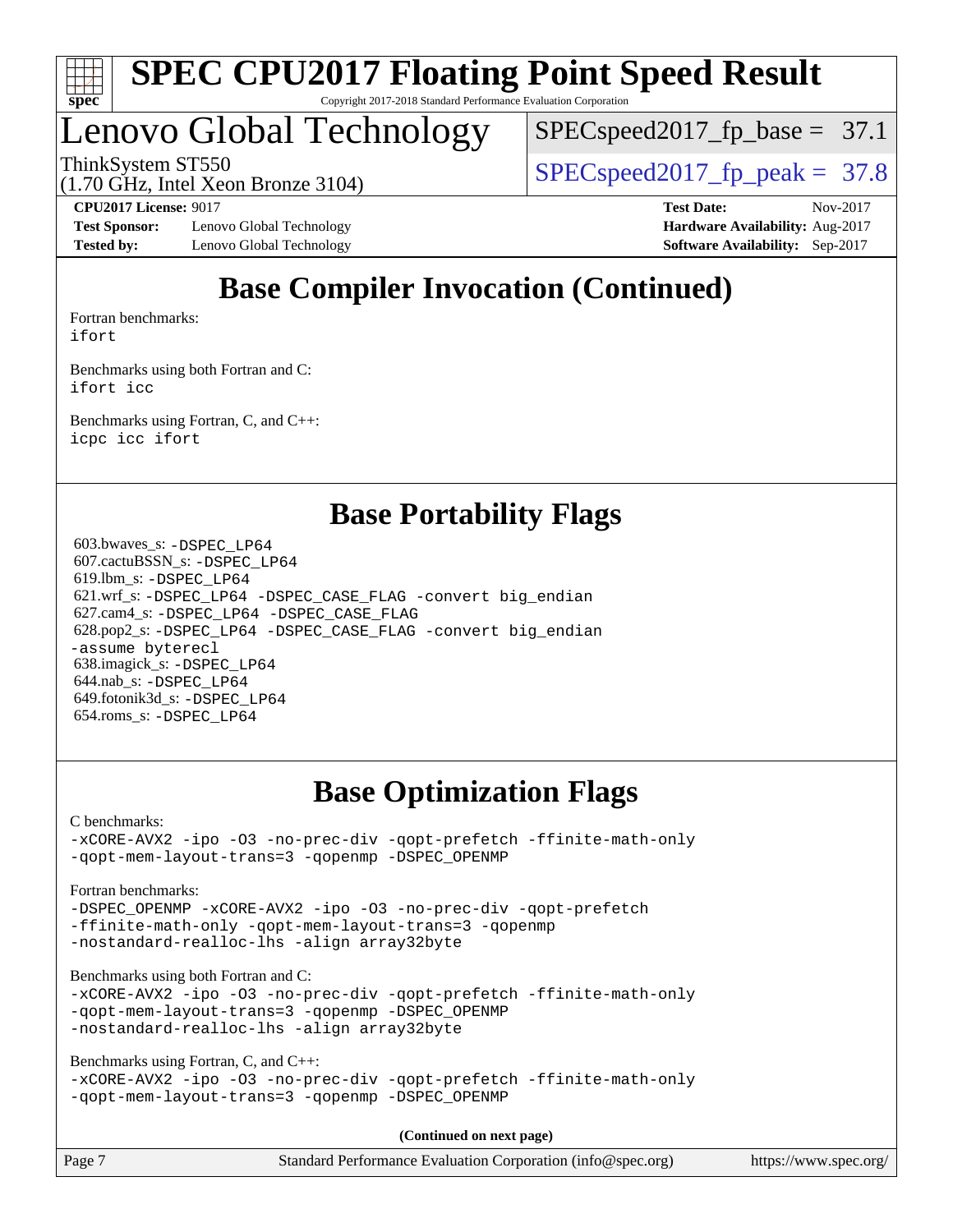# SPEC CPU2017 Floating Point Speed Result

Copyright 2017-2018 Standard Performance Evaluation Corporation

## Lenovo Global Technology

ThinkSystem ST550
(1.70 GHz, Intel Xeon Bronze 3104)

SPECspeed2017_fp_base = 37.1

SPECspeed2017_fp_peak = 37.8

**CPU2017 License:** 9017
**Test Sponsor:** Lenovo Global Technology
**Tested by:** Lenovo Global Technology

**Test Date:** Nov-2017
**Hardware Availability:** Aug-2017
**Software Availability:** Sep-2017

## Base Compiler Invocation (Continued)

Fortran benchmarks:
`ifort`

Benchmarks using both Fortran and C:
`ifort icc`

Benchmarks using Fortran, C, and C++:
`icpc icc ifort`

## Base Portability Flags

603.bwaves_s: `-DSPEC_LP64`
607.cactuBSSN_s: `-DSPEC_LP64`
619.lbm_s: `-DSPEC_LP64`
621.wrf_s: `-DSPEC_LP64 -DSPEC_CASE_FLAG -convert big_endian`
627.cam4_s: `-DSPEC_LP64 -DSPEC_CASE_FLAG`
628.pop2_s: `-DSPEC_LP64 -DSPEC_CASE_FLAG -convert big_endian -assume byterecl`
638.imagick_s: `-DSPEC_LP64`
644.nab_s: `-DSPEC_LP64`
649.fotonik3d_s: `-DSPEC_LP64`
654.roms_s: `-DSPEC_LP64`

## Base Optimization Flags

C benchmarks:
```
-xCORE-AVX2 -ipo -O3 -no-prec-div -qopt-prefetch -ffinite-math-only
-qopt-mem-layout-trans=3 -qopenmp -DSPEC_OPENMP
```

Fortran benchmarks:
```
-DSPEC_OPENMP -xCORE-AVX2 -ipo -O3 -no-prec-div -qopt-prefetch
-ffinite-math-only -qopt-mem-layout-trans=3 -qopenmp
-nostandard-realloc-lhs -align array32byte
```

Benchmarks using both Fortran and C:
```
-xCORE-AVX2 -ipo -O3 -no-prec-div -qopt-prefetch -ffinite-math-only
-qopt-mem-layout-trans=3 -qopenmp -DSPEC_OPENMP
-nostandard-realloc-lhs -align array32byte
```

Benchmarks using Fortran, C, and C++:
```
-xCORE-AVX2 -ipo -O3 -no-prec-div -qopt-prefetch -ffinite-math-only
-qopt-mem-layout-trans=3 -qopenmp -DSPEC_OPENMP
```

**(Continued on next page)**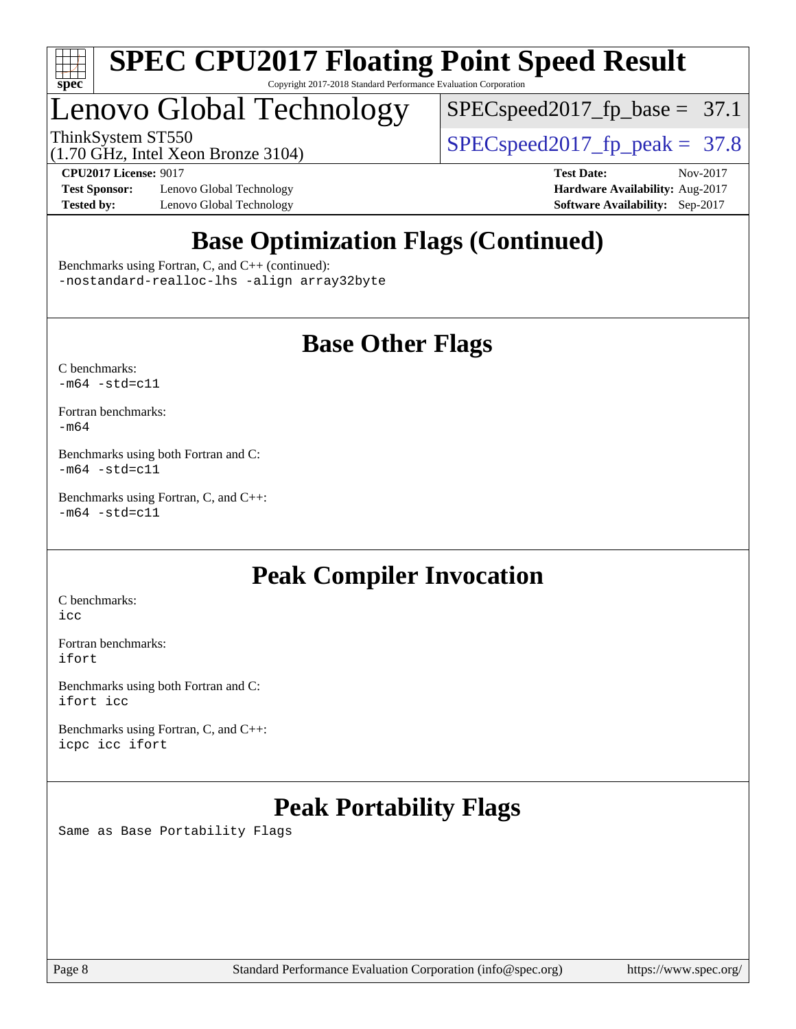## Base Optimization Flags (Continued)

Benchmarks using Fortran, C, and C++ (continued):
-nostandard-realloc-lhs -align array32byte

## Base Other Flags

C benchmarks:
-m64 -std=c11

Fortran benchmarks:
-m64

Benchmarks using both Fortran and C:
-m64 -std=c11

Benchmarks using Fortran, C, and C++:
-m64 -std=c11

## Peak Compiler Invocation

C benchmarks:
icc

Fortran benchmarks:
ifort

Benchmarks using both Fortran and C:
ifort icc

Benchmarks using Fortran, C, and C++:
icpc icc ifort

## Peak Portability Flags

Same as Base Portability Flags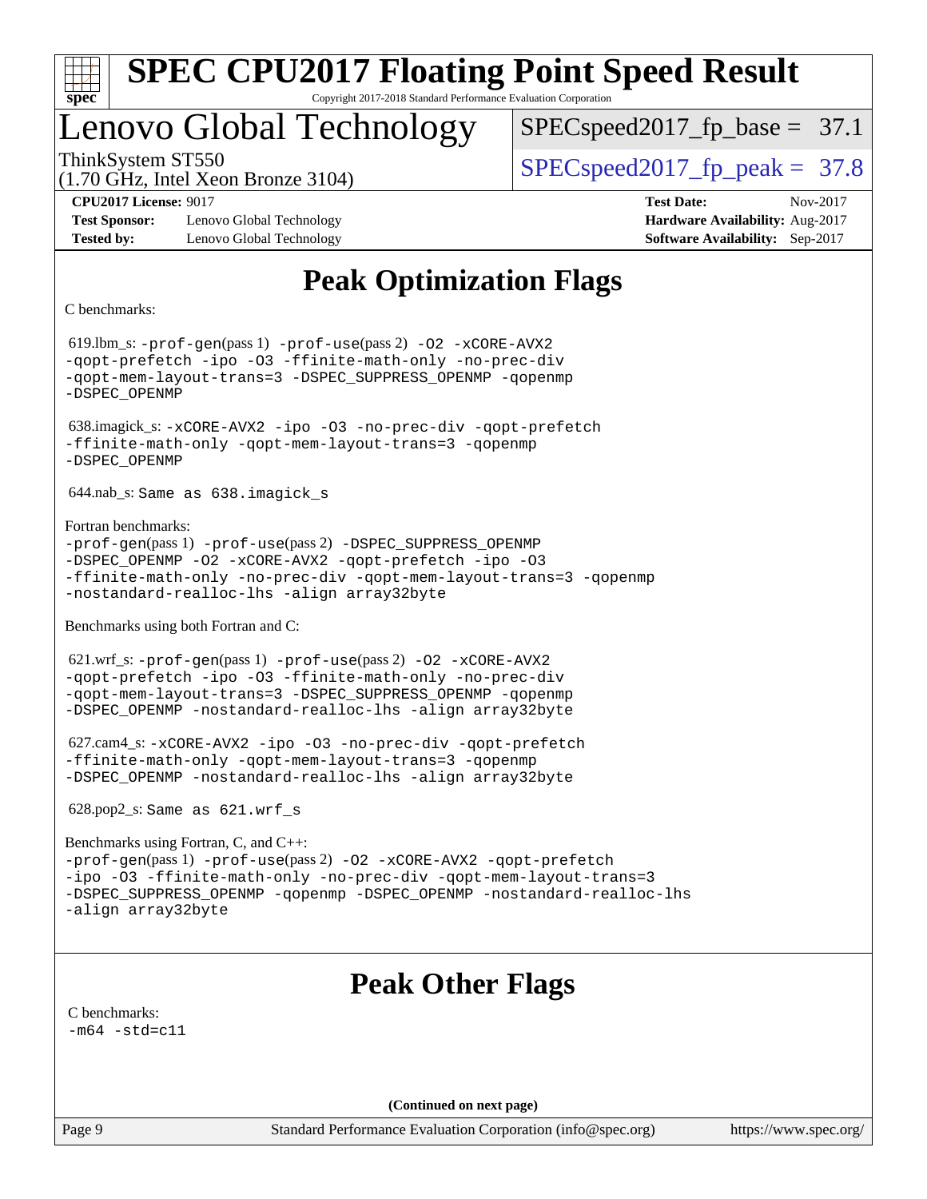# SPEC CPU2017 Floating Point Speed Result

Copyright 2017-2018 Standard Performance Evaluation Corporation

## Lenovo Global Technology

ThinkSystem ST550
(1.70 GHz, Intel Xeon Bronze 3104)

SPECspeed2017_fp_base = 37.1

SPECspeed2017_fp_peak = 37.8

| | | | |
|---|---|---|---|
| **CPU2017 License:** | 9017 | **Test Date:** | Nov-2017 |
| **Test Sponsor:** | Lenovo Global Technology | **Hardware Availability:** | Aug-2017 |
| **Tested by:** | Lenovo Global Technology | **Software Availability:** | Sep-2017 |

## Peak Optimization Flags

C benchmarks:

619.lbm_s: -prof-gen(pass 1) -prof-use(pass 2) -O2 -xCORE-AVX2 -qopt-prefetch -ipo -O3 -ffinite-math-only -no-prec-div -qopt-mem-layout-trans=3 -DSPEC_SUPPRESS_OPENMP -qopenmp -DSPEC_OPENMP

638.imagick_s: -xCORE-AVX2 -ipo -O3 -no-prec-div -qopt-prefetch -ffinite-math-only -qopt-mem-layout-trans=3 -qopenmp -DSPEC_OPENMP

644.nab_s: Same as 638.imagick_s

Fortran benchmarks:

-prof-gen(pass 1) -prof-use(pass 2) -DSPEC_SUPPRESS_OPENMP -DSPEC_OPENMP -O2 -xCORE-AVX2 -qopt-prefetch -ipo -O3 -ffinite-math-only -no-prec-div -qopt-mem-layout-trans=3 -qopenmp -nostandard-realloc-lhs -align array32byte

Benchmarks using both Fortran and C:

621.wrf_s: -prof-gen(pass 1) -prof-use(pass 2) -O2 -xCORE-AVX2 -qopt-prefetch -ipo -O3 -ffinite-math-only -no-prec-div -qopt-mem-layout-trans=3 -DSPEC_SUPPRESS_OPENMP -qopenmp -DSPEC_OPENMP -nostandard-realloc-lhs -align array32byte

627.cam4_s: -xCORE-AVX2 -ipo -O3 -no-prec-div -qopt-prefetch -ffinite-math-only -qopt-mem-layout-trans=3 -qopenmp -DSPEC_OPENMP -nostandard-realloc-lhs -align array32byte

628.pop2_s: Same as 621.wrf_s

Benchmarks using Fortran, C, and C++:

-prof-gen(pass 1) -prof-use(pass 2) -O2 -xCORE-AVX2 -qopt-prefetch -ipo -O3 -ffinite-math-only -no-prec-div -qopt-mem-layout-trans=3 -DSPEC_SUPPRESS_OPENMP -qopenmp -DSPEC_OPENMP -nostandard-realloc-lhs -align array32byte

## Peak Other Flags

C benchmarks:

-m64 -std=c11

**(Continued on next page)**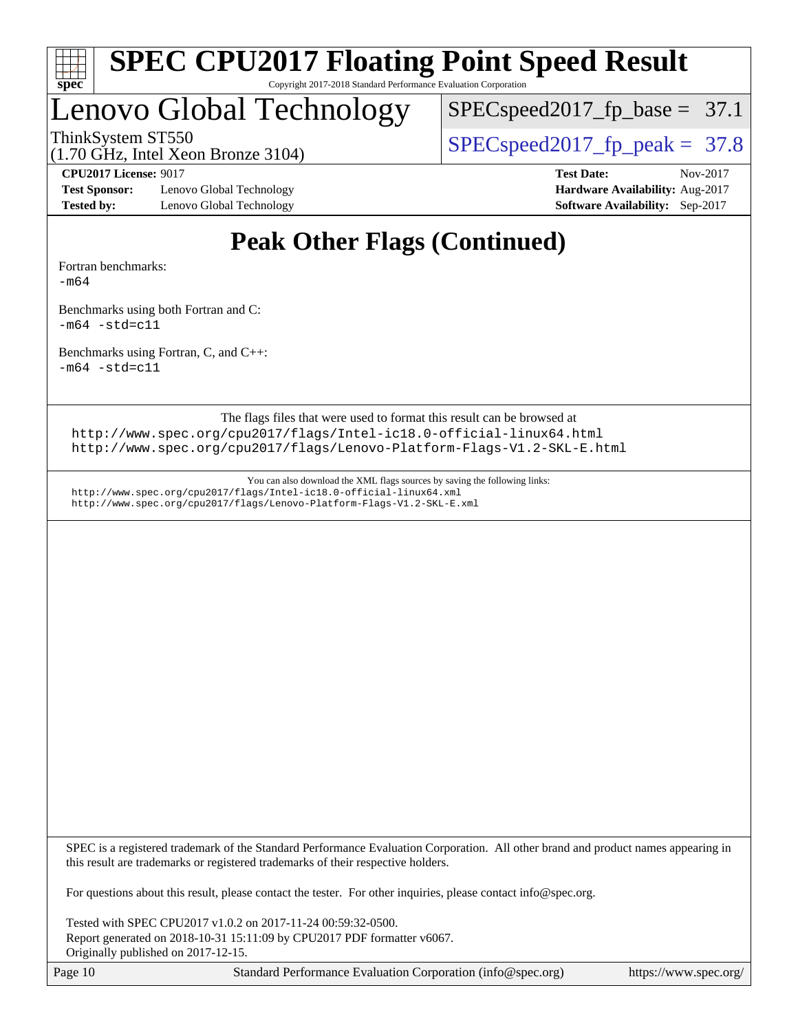# Peak Other Flags (Continued)

Fortran benchmarks:
-m64

Benchmarks using both Fortran and C:
-m64 -std=c11

Benchmarks using Fortran, C, and C++:
-m64 -std=c11

The flags files that were used to format this result can be browsed at
http://www.spec.org/cpu2017/flags/Intel-ic18.0-official-linux64.html
http://www.spec.org/cpu2017/flags/Lenovo-Platform-Flags-V1.2-SKL-E.html

You can also download the XML flags sources by saving the following links:
http://www.spec.org/cpu2017/flags/Intel-ic18.0-official-linux64.xml
http://www.spec.org/cpu2017/flags/Lenovo-Platform-Flags-V1.2-SKL-E.xml

SPEC is a registered trademark of the Standard Performance Evaluation Corporation. All other brand and product names appearing in this result are trademarks or registered trademarks of their respective holders.

For questions about this result, please contact the tester. For other inquiries, please contact info@spec.org.

Tested with SPEC CPU2017 v1.0.2 on 2017-11-24 00:59:32-0500.
Report generated on 2018-10-31 15:11:09 by CPU2017 PDF formatter v6067.
Originally published on 2017-12-15.